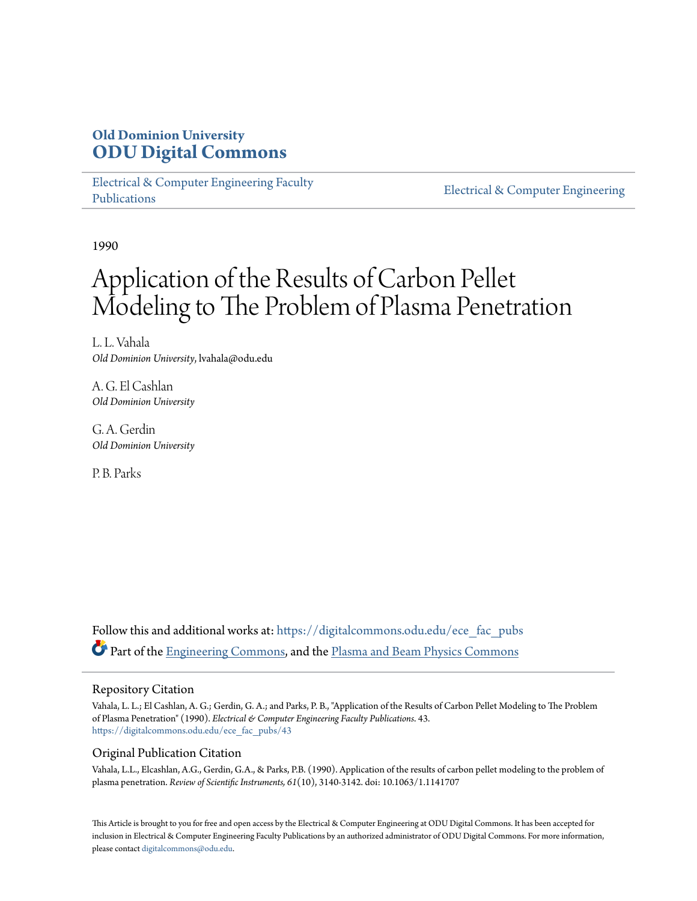# Old Dominion University
# ODU Digital Commons

Electrical & Computer Engineering Faculty Publications

Electrical & Computer Engineering

1990

# Application of the Results of Carbon Pellet Modeling to The Problem of Plasma Penetration

L. L. Vahala
*Old Dominion University*, lvahala@odu.edu

A. G. El Cashlan
*Old Dominion University*

G. A. Gerdin
*Old Dominion University*

P. B. Parks

Follow this and additional works at: https://digitalcommons.odu.edu/ece_fac_pubs

Part of the Engineering Commons, and the Plasma and Beam Physics Commons

## Repository Citation

Vahala, L. L.; El Cashlan, A. G.; Gerdin, G. A.; and Parks, P. B., "Application of the Results of Carbon Pellet Modeling to The Problem of Plasma Penetration" (1990). *Electrical & Computer Engineering Faculty Publications*. 43.
https://digitalcommons.odu.edu/ece_fac_pubs/43

## Original Publication Citation

Vahala, L.L., Elcashlan, A.G., Gerdin, G.A., & Parks, P.B. (1990). Application of the results of carbon pellet modeling to the problem of plasma penetration. *Review of Scientific Instruments, 61*(10), 3140-3142. doi: 10.1063/1.1141707

This Article is brought to you for free and open access by the Electrical & Computer Engineering at ODU Digital Commons. It has been accepted for inclusion in Electrical & Computer Engineering Faculty Publications by an authorized administrator of ODU Digital Commons. For more information, please contact digitalcommons@odu.edu.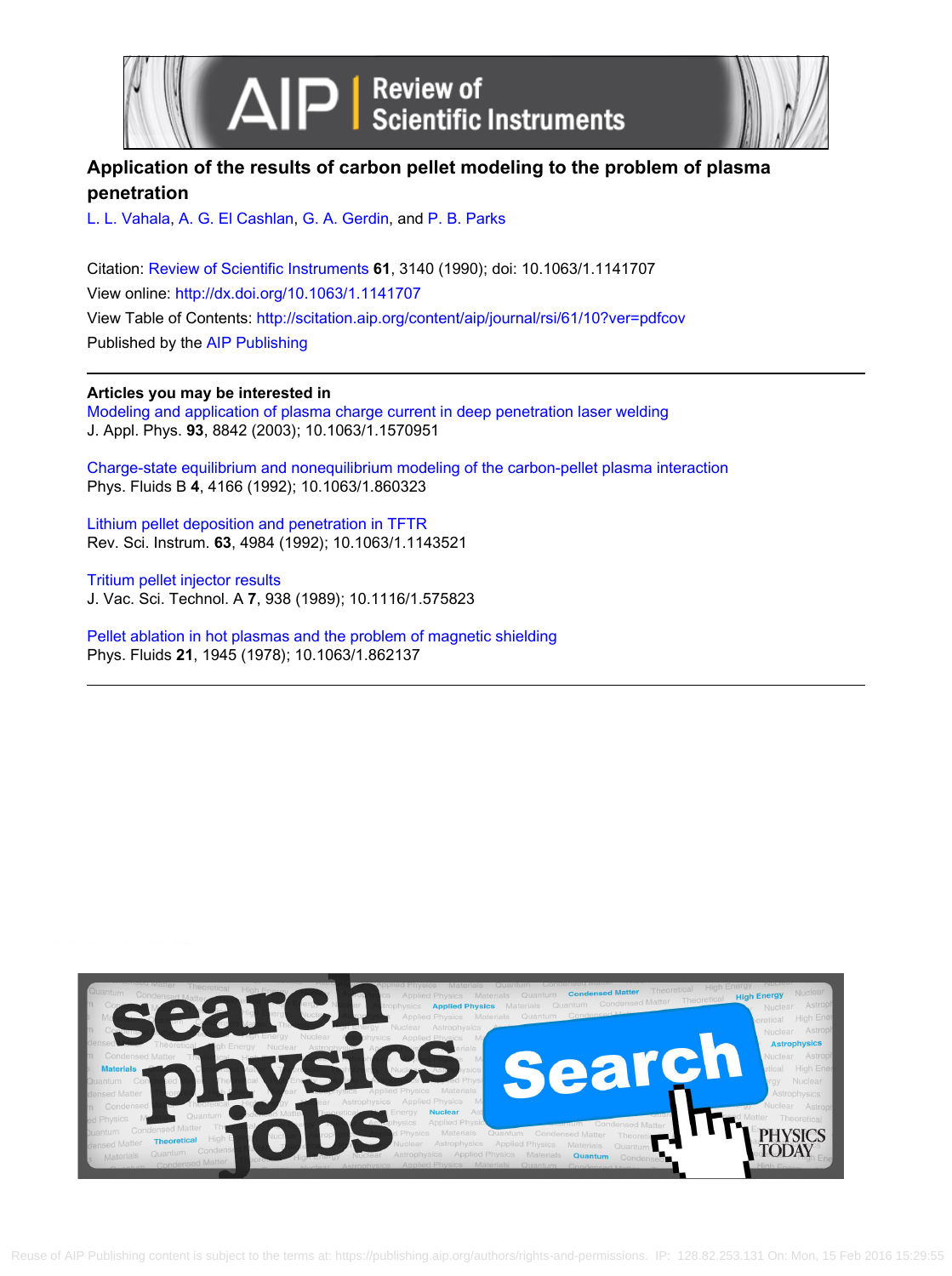# Application of the results of carbon pellet modeling to the problem of plasma penetration

L. L. Vahala, A. G. El Cashlan, G. A. Gerdin, and P. B. Parks

Citation: Review of Scientific Instruments **61**, 3140 (1990); doi: 10.1063/1.1141707

View online: http://dx.doi.org/10.1063/1.1141707

View Table of Contents: http://scitation.aip.org/content/aip/journal/rsi/61/10?ver=pdfcov

Published by the AIP Publishing

## Articles you may be interested in

Modeling and application of plasma charge current in deep penetration laser welding
J. Appl. Phys. **93**, 8842 (2003); 10.1063/1.1570951

Charge-state equilibrium and nonequilibrium modeling of the carbon-pellet plasma interaction
Phys. Fluids B **4**, 4166 (1992); 10.1063/1.860323

Lithium pellet deposition and penetration in TFTR
Rev. Sci. Instrum. **63**, 4984 (1992); 10.1063/1.1143521

Tritium pellet injector results
J. Vac. Sci. Technol. A **7**, 938 (1989); 10.1116/1.575823

Pellet ablation in hot plasmas and the problem of magnetic shielding
Phys. Fluids **21**, 1945 (1978); 10.1063/1.862137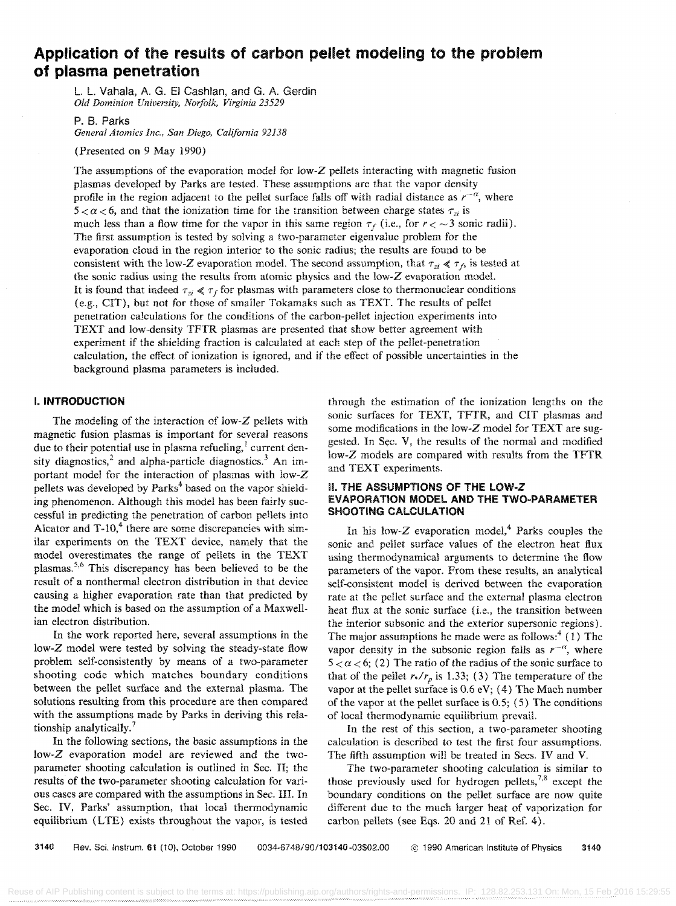# Application of the results of carbon pellet modeling to the problem of plasma penetration

L. L. Vahala, A. G. El Cashlan, and G. A. Gerdin
*Old Dominion University, Norfolk, Virginia 23529*

P. B. Parks
*General Atomics Inc., San Diego, California 92138*

(Presented on 9 May 1990)

The assumptions of the evaporation model for low-$Z$ pellets interacting with magnetic fusion plasmas developed by Parks are tested. These assumptions are that the vapor density profile in the region adjacent to the pellet surface falls off with radial distance as $r^{-\alpha}$, where $5 < \alpha < 6$, and that the ionization time for the transition between charge states $\tau_{zi}$ is much less than a flow time for the vapor in this same region $\tau_f$ (i.e., for $r < \sim 3$ sonic radii). The first assumption is tested by solving a two-parameter eigenvalue problem for the evaporation cloud in the region interior to the sonic radius; the results are found to be consistent with the low-$Z$ evaporation model. The second assumption, that $\tau_{zi} \ll \tau_f$, is tested at the sonic radius using the results from atomic physics and the low-$Z$ evaporation model. It is found that indeed $\tau_{zi} \ll \tau_f$ for plasmas with parameters close to thermonuclear conditions (e.g., CIT), but not for those of smaller Tokamaks such as TEXT. The results of pellet penetration calculations for the conditions of the carbon-pellet injection experiments into TEXT and low-density TFTR plasmas are presented that show better agreement with experiment if the shielding fraction is calculated at each step of the pellet-penetration calculation, the effect of ionization is ignored, and if the effect of possible uncertainties in the background plasma parameters is included.

## I. INTRODUCTION

The modeling of the interaction of low-$Z$ pellets with magnetic fusion plasmas is important for several reasons due to their potential use in plasma refueling,[1] current density diagnostics,[2] and alpha-particle diagnostics.[3] An important model for the interaction of plasmas with low-$Z$ pellets was developed by Parks[4] based on the vapor shielding phenomenon. Although this model has been fairly successful in predicting the penetration of carbon pellets into Alcator and T-10,[4] there are some discrepancies with similar experiments on the TEXT device, namely that the model overestimates the range of pellets in the TEXT plasmas.[5,6] This discrepancy has been believed to be the result of a nonthermal electron distribution in that device causing a higher evaporation rate than that predicted by the model which is based on the assumption of a Maxwellian electron distribution.

In the work reported here, several assumptions in the low-$Z$ model were tested by solving the steady-state flow problem self-consistently by means of a two-parameter shooting code which matches boundary conditions between the pellet surface and the external plasma. The solutions resulting from this procedure are then compared with the assumptions made by Parks in deriving this relationship analytically.[7]

In the following sections, the basic assumptions in the low-$Z$ evaporation model are reviewed and the two-parameter shooting calculation is outlined in Sec. II; the results of the two-parameter shooting calculation for various cases are compared with the assumptions in Sec. III. In Sec. IV, Parks' assumption, that local thermodynamic equilibrium (LTE) exists throughout the vapor, is tested through the estimation of the ionization lengths on the sonic surfaces for TEXT, TFTR, and CIT plasmas and some modifications in the low-$Z$ model for TEXT are suggested. In Sec. V, the results of the normal and modified low-$Z$ models are compared with results from the TFTR and TEXT experiments.

## II. THE ASSUMPTIONS OF THE LOW-Z EVAPORATION MODEL AND THE TWO-PARAMETER SHOOTING CALCULATION

In his low-$Z$ evaporation model,[4] Parks couples the sonic and pellet surface values of the electron heat flux using thermodynamical arguments to determine the flow parameters of the vapor. From these results, an analytical self-consistent model is derived between the evaporation rate at the pellet surface and the external plasma electron heat flux at the sonic surface (i.e., the transition between the interior subsonic and the exterior supersonic regions). The major assumptions he made were as follows:[4] (1) The vapor density in the subsonic region falls as $r^{-\alpha}$, where $5 < \alpha < 6$; (2) The ratio of the radius of the sonic surface to that of the pellet $r_*/r_p$ is 1.33; (3) The temperature of the vapor at the pellet surface is 0.6 eV; (4) The Mach number of the vapor at the pellet surface is 0.5; (5) The conditions of local thermodynamic equilibrium prevail.

In the rest of this section, a two-parameter shooting calculation is described to test the first four assumptions. The fifth assumption will be treated in Secs. IV and V.

The two-parameter shooting calculation is similar to those previously used for hydrogen pellets,[7,8] except the boundary conditions on the pellet surface are now quite different due to the much larger heat of vaporization for carbon pellets (see Eqs. 20 and 21 of Ref. 4).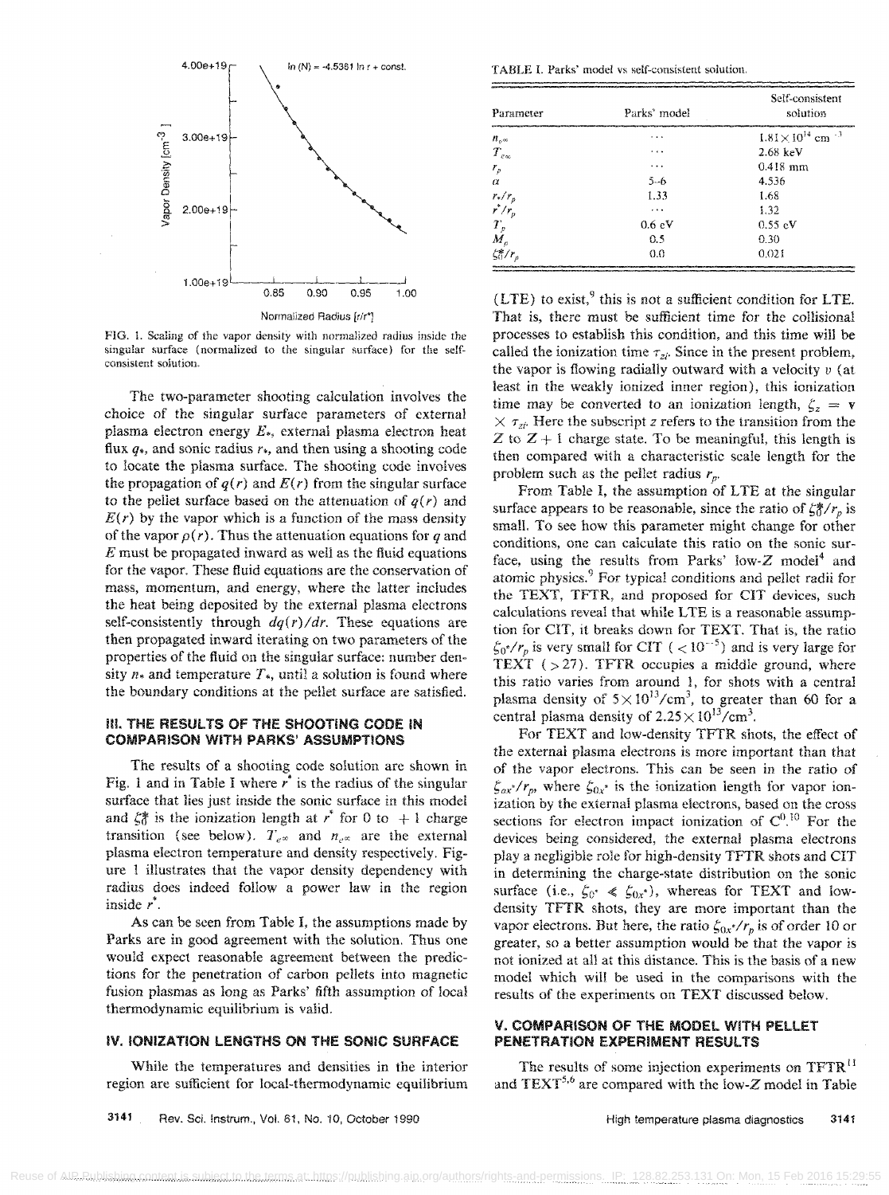FIG. 1. Scaling of the vapor density with normalized radius inside the singular surface (normalized to the singular surface) for the self-consistent solution.

The two-parameter shooting calculation involves the choice of the singular surface parameters of external plasma electron energy $E_*$, external plasma electron heat flux $q_*$, and sonic radius $r_*$, and then using a shooting code to locate the plasma surface. The shooting code involves the propagation of $q(r)$ and $E(r)$ from the singular surface to the pellet surface based on the attenuation of $q(r)$ and $E(r)$ by the vapor which is a function of the mass density of the vapor $\rho(r)$. Thus the attenuation equations for $q$ and $E$ must be propagated inward as well as the fluid equations for the vapor. These fluid equations are the conservation of mass, momentum, and energy, where the latter includes the heat being deposited by the external plasma electrons self-consistently through $dq(r)/dr$. These equations are then propagated inward iterating on two parameters of the properties of the fluid on the singular surface: number density $n_*$ and temperature $T_*$, until a solution is found where the boundary conditions at the pellet surface are satisfied.

## III. THE RESULTS OF THE SHOOTING CODE IN COMPARISON WITH PARKS' ASSUMPTIONS

The results of a shooting code solution are shown in Fig. 1 and in Table I where $r^*$ is the radius of the singular surface that lies just inside the sonic surface in this model and $\zeta_0^*$ is the ionization length at $r^*$ for 0 to +1 charge transition (see below). $T_{e\infty}$ and $n_{e\infty}$ are the external plasma electron temperature and density respectively. Figure 1 illustrates that the vapor density dependency with radius does indeed follow a power law in the region inside $r^*$.

As can be seen from Table I, the assumptions made by Parks are in good agreement with the solution. Thus one would expect reasonable agreement between the predictions for the penetration of carbon pellets into magnetic fusion plasmas as long as Parks' fifth assumption of local thermodynamic equilibrium is valid.

## IV. IONIZATION LENGTHS ON THE SONIC SURFACE

While the temperatures and densities in the interior region are sufficient for local-thermodynamic equilibrium (LTE) to exist,[9] this is not a sufficient condition for LTE. That is, there must be sufficient time for the collisional processes to establish this condition, and this time will be called the ionization time $\tau_{zi}$. Since in the present problem, the vapor is flowing radially outward with a velocity $v$ (at least in the weakly ionized inner region), this ionization time may be converted to an ionization length, $\zeta_z = v \times \tau_{zi}$. Here the subscript $z$ refers to the transition from the $Z$ to $Z+1$ charge state. To be meaningful, this length is then compared with a characteristic scale length for the problem such as the pellet radius $r_p$.

TABLE I. Parks' model vs self-consistent solution.

| Parameter | Parks' model | Self-consistent solution |
|---|---|---|
| $n_{e\infty}$ | ... | $1.81\times10^{14}$ cm$^{-3}$ |
| $T_{e\infty}$ | ... | 2.68 keV |
| $r_p$ | ... | 0.418 mm |
| $\alpha$ | 5–6 | 4.536 |
| $r_*/r_p$ | 1.33 | 1.68 |
| $r^*/r_p$ | ... | 1.32 |
| $T_p$ | 0.6 eV | 0.55 eV |
| $M_p$ | 0.5 | 0.30 |
| $\zeta_0^*/r_p$ | 0.0 | 0.021 |

From Table I, the assumption of LTE at the singular surface appears to be reasonable, since the ratio of $\zeta_0^*/r_p$ is small. To see how this parameter might change for other conditions, one can calculate this ratio on the sonic surface, using the results from Parks' low-$Z$ model[4] and atomic physics.[9] For typical conditions and pellet radii for the TEXT, TFTR, and proposed for CIT devices, such calculations reveal that while LTE is a reasonable assumption for CIT, it breaks down for TEXT. That is, the ratio $\zeta_{0^*}/r_p$ is very small for CIT ($<10^{-5}$) and is very large for TEXT ($>27$). TFTR occupies a middle ground, where this ratio varies from around 1, for shots with a central plasma density of $5\times10^{13}$/cm$^3$, to greater than 60 for a central plasma density of $2.25\times10^{13}$/cm$^3$.

For TEXT and low-density TFTR shots, the effect of the external plasma electrons is more important than that of the vapor electrons. This can be seen in the ratio of $\zeta_{0x^*}/r_p$, where $\zeta_{0x^*}$ is the ionization length for vapor ionization by the external plasma electrons, based on the cross sections for electron impact ionization of $C^0$.[10] For the devices being considered, the external plasma electrons play a negligible role for high-density TFTR shots and CIT in determining the charge-state distribution on the sonic surface (i.e., $\zeta_{0^*} \ll \zeta_{0x^*}$), whereas for TEXT and low-density TFTR shots, they are more important than the vapor electrons. But here, the ratio $\zeta_{0x^*}/r_p$ is of order 10 or greater, so a better assumption would be that the vapor is not ionized at all at this distance. This is the basis of a new model which will be used in the comparisons with the results of the experiments on TEXT discussed below.

## V. COMPARISON OF THE MODEL WITH PELLET PENETRATION EXPERIMENT RESULTS

The results of some injection experiments on TFTR[11] and TEXT[5,6] are compared with the low-$Z$ model in Table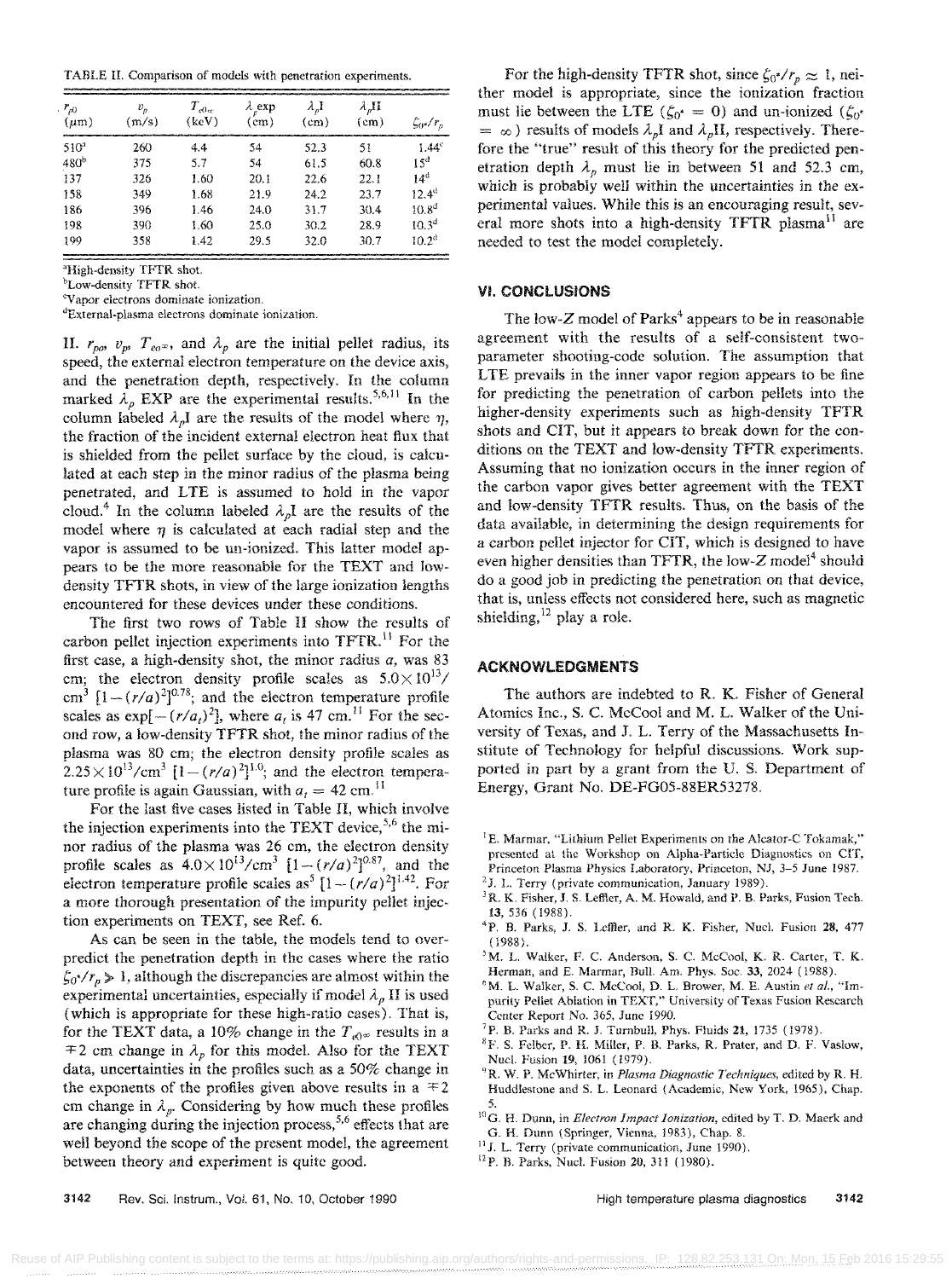TABLE II. Comparison of models with penetration experiments.

| $r_{p0}$ (μm) | $v_p$ (m/s) | $T_{e0\infty}$ (keV) | $\lambda_p$exp (cm) | $\lambda_p$I (cm) | $\lambda_p$II (cm) | $\zeta_{0^*}/r_p$ |
|---|---|---|---|---|---|---|
| 510[a] | 260 | 4.4 | 54 | 52.3 | 51 | 1.44[c] |
| 480[b] | 375 | 5.7 | 54 | 61.5 | 60.8 | 15[d] |
| 137 | 326 | 1.60 | 20.1 | 22.6 | 22.1 | 14[d] |
| 158 | 349 | 1.68 | 21.9 | 24.2 | 23.7 | 12.4[d] |
| 186 | 396 | 1.46 | 24.0 | 31.7 | 30.4 | 10.8[d] |
| 198 | 390 | 1.60 | 25.0 | 30.2 | 28.9 | 10.3[d] |
| 199 | 358 | 1.42 | 29.5 | 32.0 | 30.7 | 10.2[d] |

[a]High-density TFTR shot.
[b]Low-density TFTR shot.
[c]Vapor electrons dominate ionization.
[d]External-plasma electrons dominate ionization.

II. $r_{p0}$, $v_p$, $T_{e0\infty}$, and $\lambda_p$ are the initial pellet radius, its speed, the external electron temperature on the device axis, and the penetration depth, respectively. In the column marked $\lambda_p$ EXP are the experimental results.[5,6,11] In the column labeled $\lambda_p$I are the results of the model where $\eta$, the fraction of the incident external electron heat flux that is shielded from the pellet surface by the cloud, is calculated at each step in the minor radius of the plasma being penetrated, and LTE is assumed to hold in the vapor cloud.[4] In the column labeled $\lambda_p$I are the results of the model where $\eta$ is calculated at each radial step and the vapor is assumed to be un-ionized. This latter model appears to be the more reasonable for the TEXT and low-density TFTR shots, in view of the large ionization lengths encountered for these devices under these conditions.

The first two rows of Table II show the results of carbon pellet injection experiments into TFTR.[11] For the first case, a high-density shot, the minor radius $a$, was 83 cm; the electron density profile scales as $5.0\times10^{13}/\text{cm}^3\ [1-(r/a)^2]^{0.78}$; and the electron temperature profile scales as $\exp[-(r/a_t)^2]$, where $a_t$ is 47 cm.[11] For the second row, a low-density TFTR shot, the minor radius of the plasma was 80 cm; the electron density profile scales as $2.25\times10^{13}/\text{cm}^3\ [1-(r/a)^2]^{1.0}$; and the electron temperature profile is again Gaussian, with $a_t = 42$ cm.[11]

For the last five cases listed in Table II, which involve the injection experiments into the TEXT device,[5,6] the minor radius of the plasma was 26 cm, the electron density profile scales as $4.0\times10^{13}/\text{cm}^3\ [1-(r/a)^2]^{0.87}$, and the electron temperature profile scales as[5] $[1-(r/a)^2]^{1.42}$. For a more thorough presentation of the impurity pellet injection experiments on TEXT, see Ref. 6.

As can be seen in the table, the models tend to overpredict the penetration depth in the cases where the ratio $\zeta_{0^*}/r_p \gg 1$, although the discrepancies are almost within the experimental uncertainties, especially if model $\lambda_p$ II is used (which is appropriate for these high-ratio cases). That is, for the TEXT data, a 10% change in the $T_{e0\infty}$ results in a $\mp2$ cm change in $\lambda_p$ for this model. Also for the TEXT data, uncertainties in the profiles such as a 50% change in the exponents of the profiles given above results in a $\mp2$ cm change in $\lambda_p$. Considering by how much these profiles are changing during the injection process,[5,6] effects that are well beyond the scope of the present model, the agreement between theory and experiment is quite good.

For the high-density TFTR shot, since $\zeta_{0^*}/r_p \approx 1$, neither model is appropriate, since the ionization fraction must lie between the LTE ($\zeta_{0^*} = 0$) and un-ionized ($\zeta_{0^*} = \infty$) results of models $\lambda_p$I and $\lambda_p$II, respectively. Therefore the "true" result of this theory for the predicted penetration depth $\lambda_p$ must lie in between 51 and 52.3 cm, which is probably well within the uncertainties in the experimental values. While this is an encouraging result, several more shots into a high-density TFTR plasma[11] are needed to test the model completely.

## VI. CONCLUSIONS

The low-Z model of Parks[4] appears to be in reasonable agreement with the results of a self-consistent two-parameter shooting-code solution. The assumption that LTE prevails in the inner vapor region appears to be fine for predicting the penetration of carbon pellets into the higher-density experiments such as high-density TFTR shots and CIT, but it appears to break down for the conditions on the TEXT and low-density TFTR experiments. Assuming that no ionization occurs in the inner region of the carbon vapor gives better agreement with the TEXT and low-density TFTR results. Thus, on the basis of the data available, in determining the design requirements for a carbon pellet injector for CIT, which is designed to have even higher densities than TFTR, the low-Z model[4] should do a good job in predicting the penetration on that device, that is, unless effects not considered here, such as magnetic shielding,[12] play a role.

## ACKNOWLEDGMENTS

The authors are indebted to R. K. Fisher of General Atomics Inc., S. C. McCool and M. L. Walker of the University of Texas, and J. L. Terry of the Massachusetts Institute of Technology for helpful discussions. Work supported in part by a grant from the U. S. Department of Energy, Grant No. DE-FG05-88ER53278.

[1] E. Marmar, "Lithium Pellet Experiments on the Alcator-C Tokamak," presented at the Workshop on Alpha-Particle Diagnostics on CIT, Princeton Plasma Physics Laboratory, Princeton, NJ, 3–5 June 1987.
[2] J. L. Terry (private communication, January 1989).
[3] R. K. Fisher, J. S. Leffler, A. M. Howald, and P. B. Parks, Fusion Tech. 13, 536 (1988).
[4] P. B. Parks, J. S. Leffler, and R. K. Fisher, Nucl. Fusion 28, 477 (1988).
[5] M. L. Walker, F. C. Anderson, S. C. McCool, K. R. Carter, T. K. Herman, and E. Marmar, Bull. Am. Phys. Soc. 33, 2024 (1988).
[6] M. L. Walker, S. C. McCool, D. L. Brower, M. E. Austin *et al.*, "Impurity Pellet Ablation in TEXT," University of Texas Fusion Research Center Report No. 365, June 1990.
[7] P. B. Parks and R. J. Turnbull, Phys. Fluids 21, 1735 (1978).
[8] F. S. Felber, P. H. Miller, P. B. Parks, R. Prater, and D. F. Vaslow, Nucl. Fusion 19, 1061 (1979).
[9] R. W. P. McWhirter, in *Plasma Diagnostic Techniques*, edited by R. H. Huddlestone and S. L. Leonard (Academic, New York, 1965), Chap. 5.
[10] G. H. Dunn, in *Electron Impact Ionization*, edited by T. D. Maerk and G. H. Dunn (Springer, Vienna, 1983), Chap. 8.
[11] J. L. Terry (private communication, June 1990).
[12] P. B. Parks, Nucl. Fusion 20, 311 (1980).